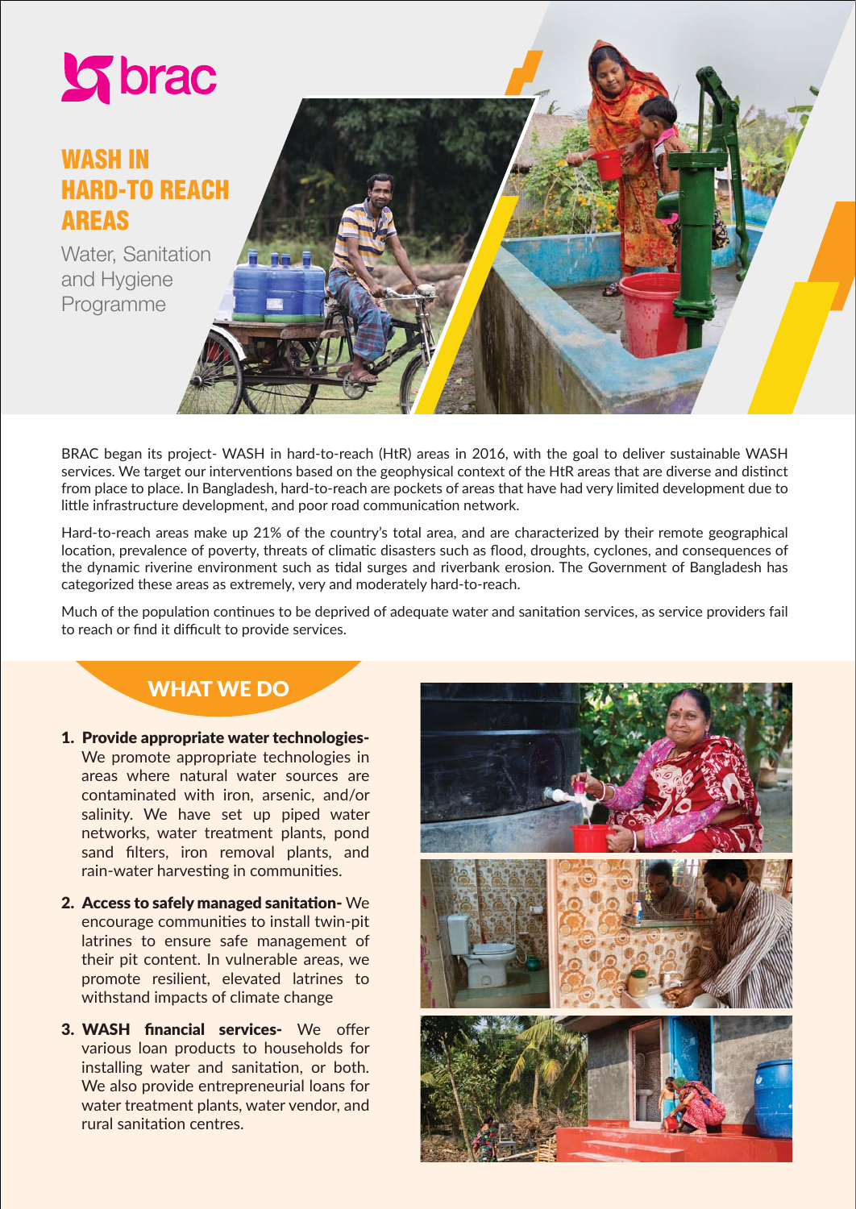brac

# WASH IN HARD-TO REACH AREAS

Water, Sanitation and Hygiene Programme

BRAC began its project- WASH in hard-to-reach (HtR) areas in 2016, with the goal to deliver sustainable WASH services. We target our interventions based on the geophysical context of the HtR areas that are diverse and distinct from place to place. In Bangladesh, hard-to-reach are pockets of areas that have had very limited development due to little infrastructure development, and poor road communication network.

Hard-to-reach areas make up 21% of the country's total area, and are characterized by their remote geographical location, prevalence of poverty, threats of climatic disasters such as flood, droughts, cyclones, and consequences of the dynamic riverine environment such as tidal surges and riverbank erosion. The Government of Bangladesh has categorized these areas as extremely, very and moderately hard-to-reach.

Much of the population continues to be deprived of adequate water and sanitation services, as service providers fail to reach or find it difficult to provide services.

## WHAT WE DO

1. **Provide appropriate water technologies-** We promote appropriate technologies in areas where natural water sources are contaminated with iron, arsenic, and/or salinity. We have set up piped water networks, water treatment plants, pond sand filters, iron removal plants, and rain-water harvesting in communities.
2. **Access to safely managed sanitation-** We encourage communities to install twin-pit latrines to ensure safe management of their pit content. In vulnerable areas, we promote resilient, elevated latrines to withstand impacts of climate change
3. **WASH financial services-** We offer various loan products to households for installing water and sanitation, or both. We also provide entrepreneurial loans for water treatment plants, water vendor, and rural sanitation centres.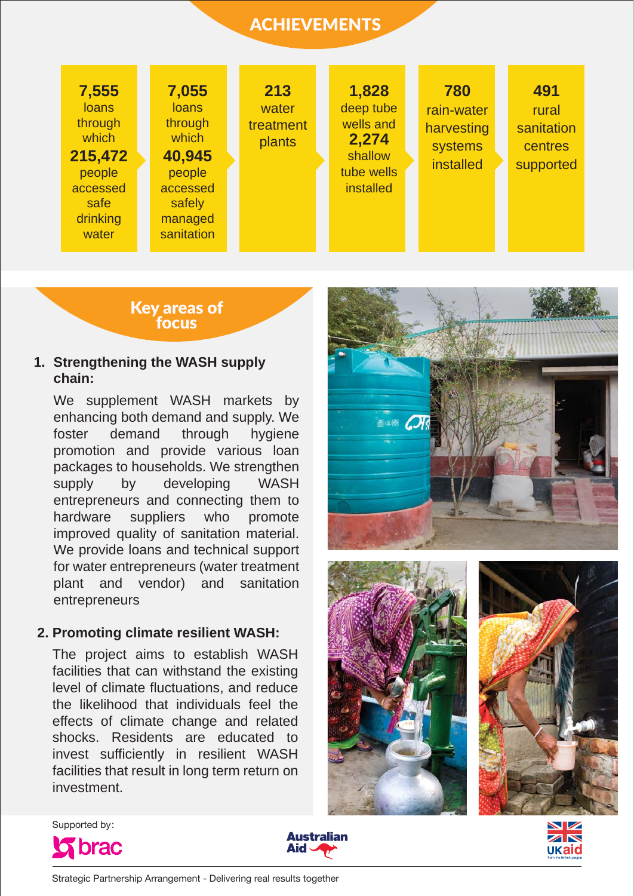## ACHIEVEMENTS

- **7,555** loans through which **215,472** people accessed safe drinking water
- **7,055** loans through which **40,945** people accessed safely managed sanitation
- **213** water treatment plants
- **1,828** deep tube wells and **2,274** shallow tube wells installed
- **780** rain-water harvesting systems installed
- **491** rural sanitation centres supported

## Key areas of focus

1. **Strengthening the WASH supply chain:**

   We supplement WASH markets by enhancing both demand and supply. We foster demand through hygiene promotion and provide various loan packages to households. We strengthen supply by developing WASH entrepreneurs and connecting them to hardware suppliers who promote improved quality of sanitation material. We provide loans and technical support for water entrepreneurs (water treatment plant and vendor) and sanitation entrepreneurs

2. **Promoting climate resilient WASH:**

   The project aims to establish WASH facilities that can withstand the existing level of climate fluctuations, and reduce the likelihood that individuals feel the effects of climate change and related shocks. Residents are educated to invest sufficiently in resilient WASH facilities that result in long term return on investment.

Supported by:

brac | Australian Aid | UKaid

Strategic Partnership Arrangement - Delivering real results together